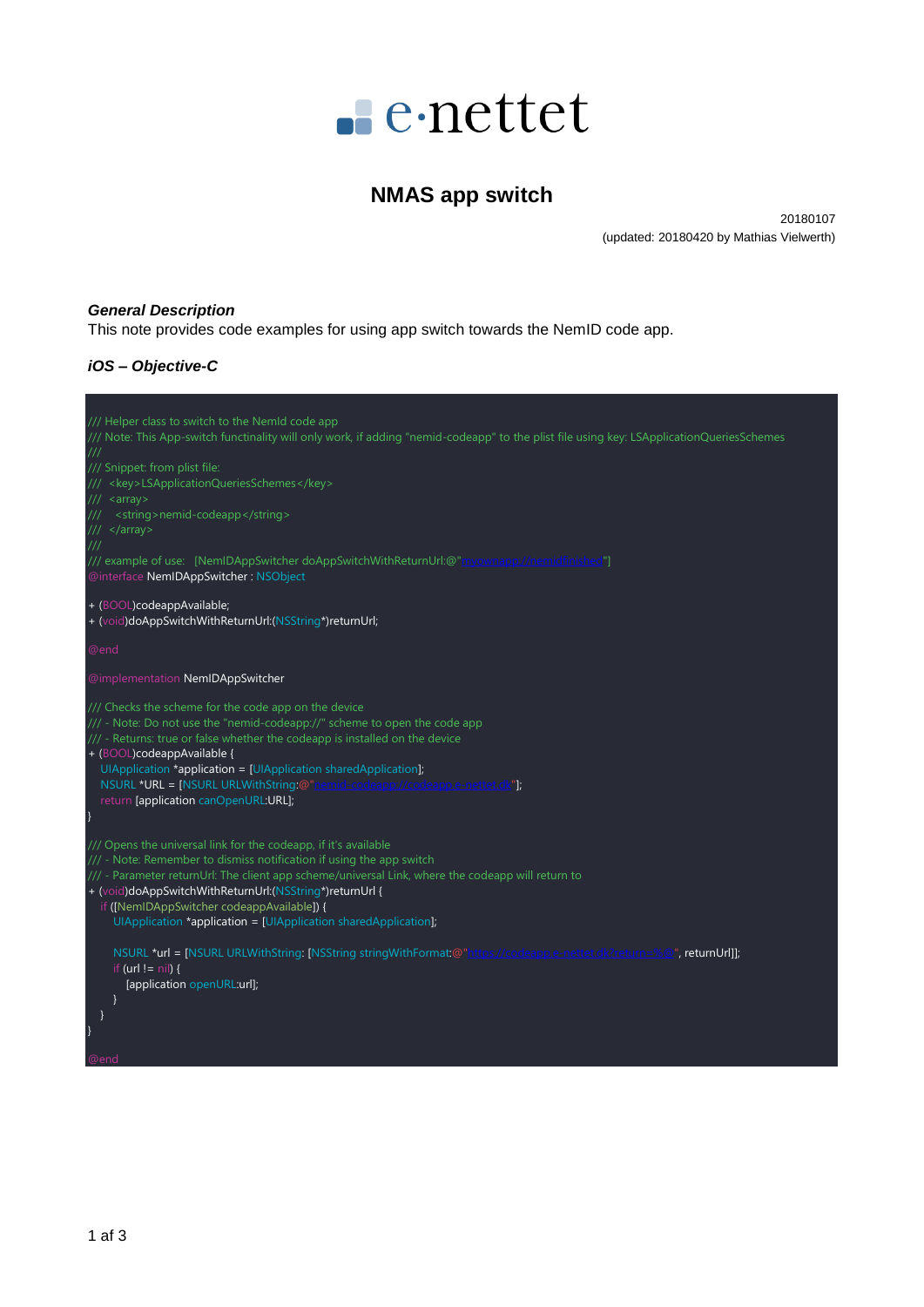e·nettet

# NMAS app switch

20180107
(updated: 20180420 by Mathias Vielwerth)

### *General Description*

This note provides code examples for using app switch towards the NemID code app.

### *iOS – Objective-C*

```
/// Helper class to switch to the NemId code app
/// Note: This App-switch functinality will only work, if adding "nemid-codeapp" to the plist file using key: LSApplicationQueriesSchemes
///
/// Snippet: from plist file:
/// <key>LSApplicationQueriesSchemes</key>
/// <array>
///   <string>nemid-codeapp</string>
/// </array>
///
/// example of use:  [NemIDAppSwitcher doAppSwitchWithReturnUrl:@"myownapp://nemidfinished"]
@interface NemIDAppSwitcher : NSObject

+ (BOOL)codeappAvailable;
+ (void)doAppSwitchWithReturnUrl:(NSString*)returnUrl;

@end

@implementation NemIDAppSwitcher

/// Checks the scheme for the code app on the device
/// - Note: Do not use the "nemid-codeapp://" scheme to open the code app
/// - Returns: true or false whether the codeapp is installed on the device
+ (BOOL)codeappAvailable {
    UIApplication *application = [UIApplication sharedApplication];
    NSURL *URL = [NSURL URLWithString:@"nemid-codeapp://codeapp.e-nettet.dk"];
    return [application canOpenURL:URL];
}

/// Opens the universal link for the codeapp, if it's available
/// - Note: Remember to dismiss notification if using the app switch
/// - Parameter returnUrl: The client app scheme/universal Link, where the codeapp will return to
+ (void)doAppSwitchWithReturnUrl:(NSString*)returnUrl {
    if ([NemIDAppSwitcher codeappAvailable]) {
        UIApplication *application = [UIApplication sharedApplication];

        NSURL *url = [NSURL URLWithString: [NSString stringWithFormat:@"https://codeapp.e-nettet.dk?return=%@", returnUrl]];
        if (url != nil) {
            [application openURL:url];
        }
    }
}

@end
```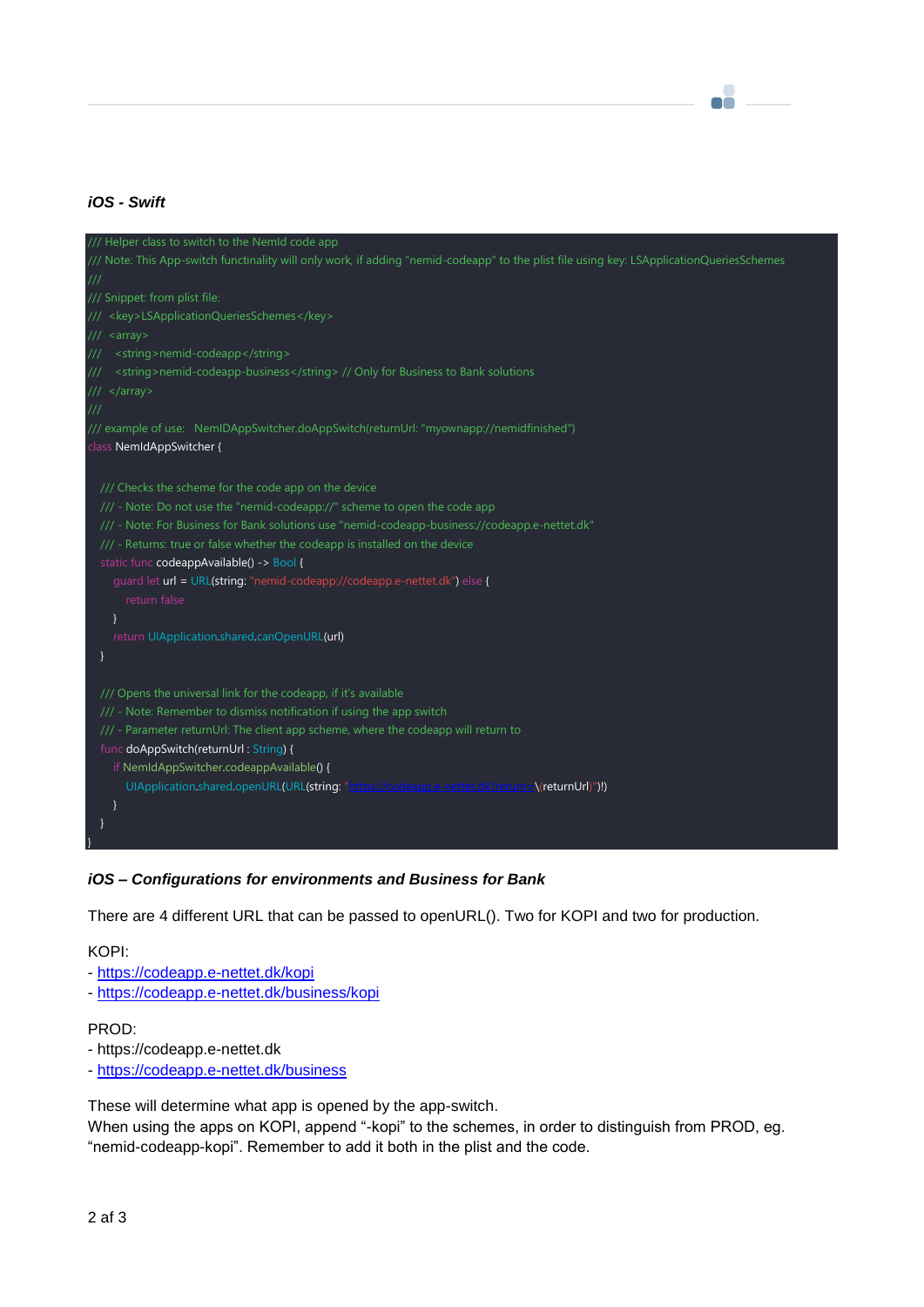### *iOS - Swift*

```swift
/// Helper class to switch to the NemId code app
/// Note: This App-switch functinality will only work, if adding "nemid-codeapp" to the plist file using key: LSApplicationQueriesSchemes
///
/// Snippet: from plist file:
///  <key>LSApplicationQueriesSchemes</key>
///  <array>
///    <string>nemid-codeapp</string>
///    <string>nemid-codeapp-business</string> // Only for Business to Bank solutions
///  </array>
///
/// example of use:   NemIDAppSwitcher.doAppSwitch(returnUrl: "myownapp://nemidfinished")
class NemIdAppSwitcher {

    /// Checks the scheme for the code app on the device
    /// - Note: Do not use the "nemid-codeapp://" scheme to open the code app
    /// - Note: For Business for Bank solutions use "nemid-codeapp-business://codeapp.e-nettet.dk"
    /// - Returns: true or false whether the codeapp is installed on the device
    static func codeappAvailable() -> Bool {
        guard let url = URL(string: "nemid-codeapp://codeapp.e-nettet.dk") else {
            return false
        }
        return UIApplication.shared.canOpenURL(url)
    }

    /// Opens the universal link for the codeapp, if it's available
    /// - Note: Remember to dismiss notification if using the app switch
    /// - Parameter returnUrl: The client app scheme, where the codeapp will return to
    func doAppSwitch(returnUrl : String) {
        if NemIdAppSwitcher.codeappAvailable() {
            UIApplication.shared.openURL(URL(string: "https://codeapp.e-nettet.dk?return=\(returnUrl)")!)
        }
    }
}
```

### *iOS – Configurations for environments and Business for Bank*

There are 4 different URL that can be passed to openURL(). Two for KOPI and two for production.

KOPI:
- https://codeapp.e-nettet.dk/kopi
- https://codeapp.e-nettet.dk/business/kopi

PROD:
- https://codeapp.e-nettet.dk
- https://codeapp.e-nettet.dk/business

These will determine what app is opened by the app-switch.
When using the apps on KOPI, append "-kopi" to the schemes, in order to distinguish from PROD, eg. "nemid-codeapp-kopi". Remember to add it both in the plist and the code.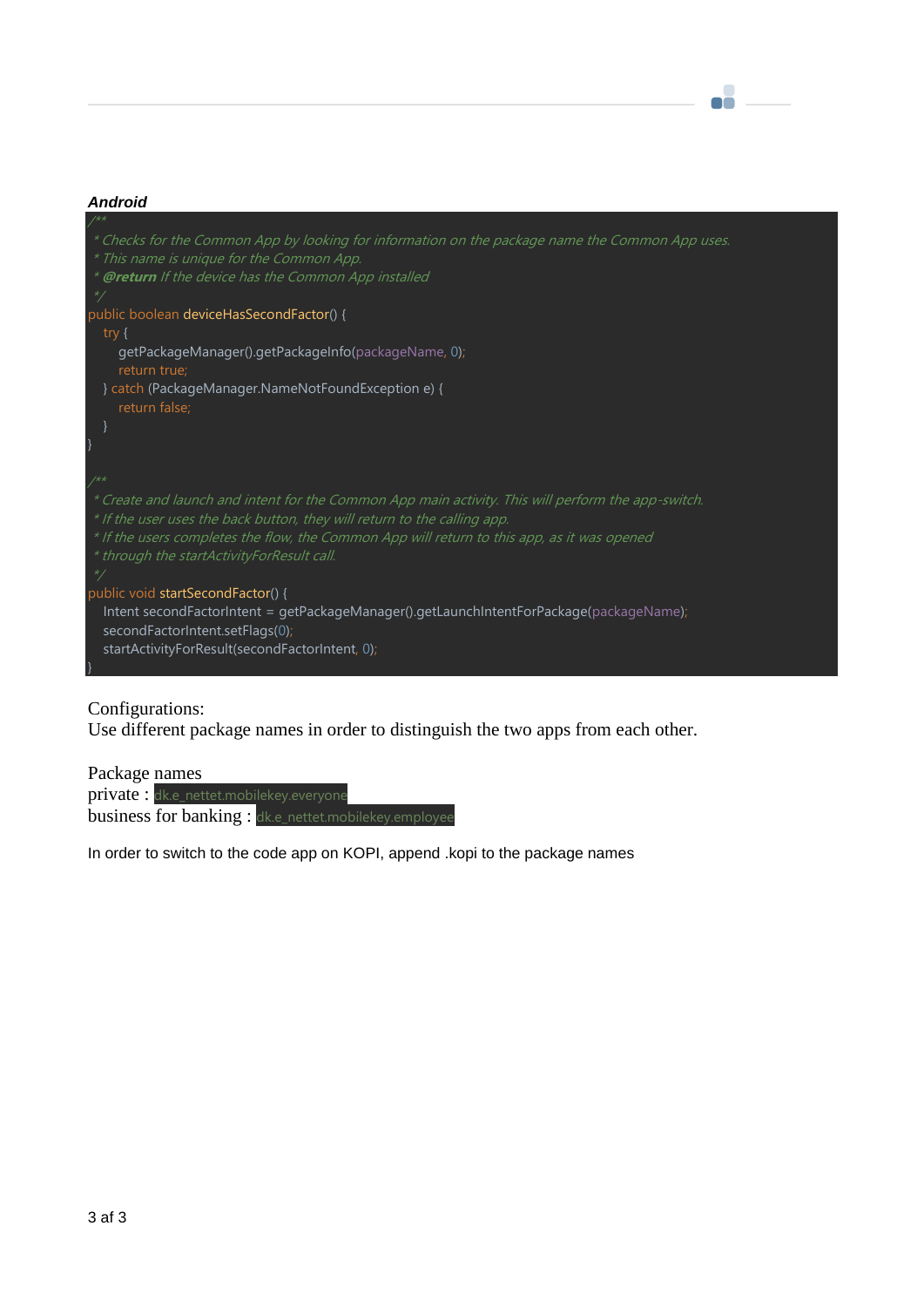***Android***

```java
/**
 * Checks for the Common App by looking for information on the package name the Common App uses.
 * This name is unique for the Common App.
 * @return If the device has the Common App installed
 */
public boolean deviceHasSecondFactor() {
    try {
        getPackageManager().getPackageInfo(packageName, 0);
        return true;
    } catch (PackageManager.NameNotFoundException e) {
        return false;
    }
}

/**
 * Create and launch and intent for the Common App main activity. This will perform the app-switch.
 * If the user uses the back button, they will return to the calling app.
 * If the users completes the flow, the Common App will return to this app, as it was opened
 * through the startActivityForResult call.
 */
public void startSecondFactor() {
    Intent secondFactorIntent = getPackageManager().getLaunchIntentForPackage(packageName);
    secondFactorIntent.setFlags(0);
    startActivityForResult(secondFactorIntent, 0);
}
```

Configurations:
Use different package names in order to distinguish the two apps from each other.

Package names
private : `dk.e_nettet.mobilekey.everyone`
business for banking : `dk.e_nettet.mobilekey.employee`

In order to switch to the code app on KOPI, append .kopi to the package names